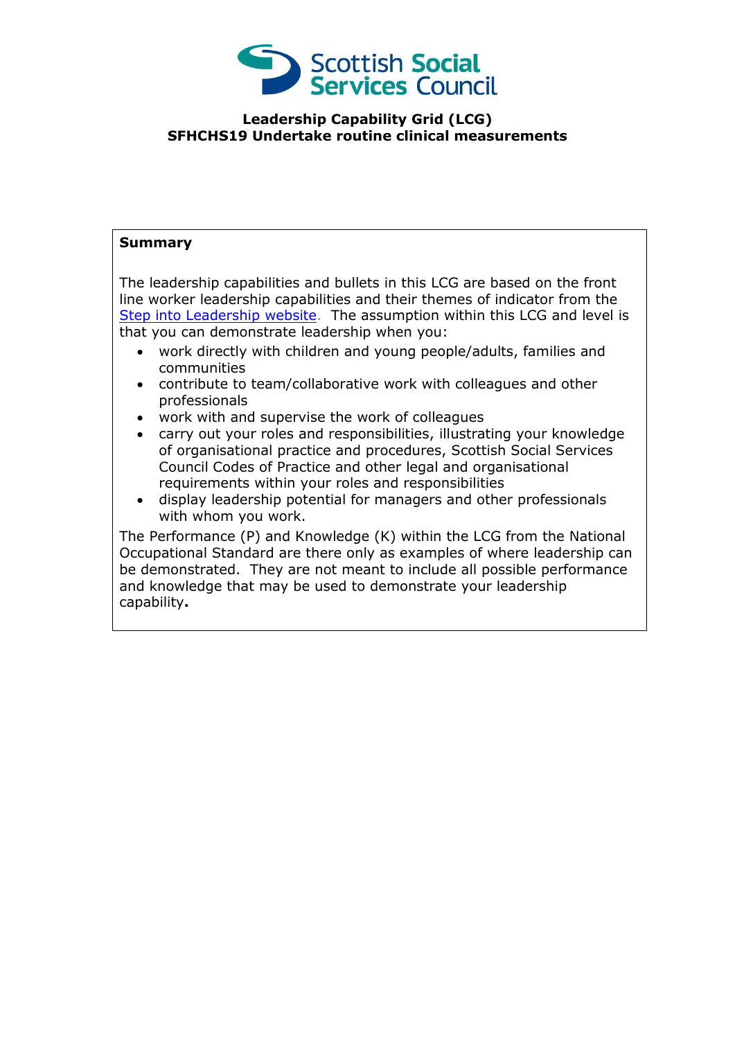Scottish Social Services Council

# Leadership Capability Grid (LCG)
# SFHCHS19 Undertake routine clinical measurements

**Summary**

The leadership capabilities and bullets in this LCG are based on the front line worker leadership capabilities and their themes of indicator from the Step into Leadership website. The assumption within this LCG and level is that you can demonstrate leadership when you:

- work directly with children and young people/adults, families and communities
- contribute to team/collaborative work with colleagues and other professionals
- work with and supervise the work of colleagues
- carry out your roles and responsibilities, illustrating your knowledge of organisational practice and procedures, Scottish Social Services Council Codes of Practice and other legal and organisational requirements within your roles and responsibilities
- display leadership potential for managers and other professionals with whom you work.

The Performance (P) and Knowledge (K) within the LCG from the National Occupational Standard are there only as examples of where leadership can be demonstrated. They are not meant to include all possible performance and knowledge that may be used to demonstrate your leadership capability**.**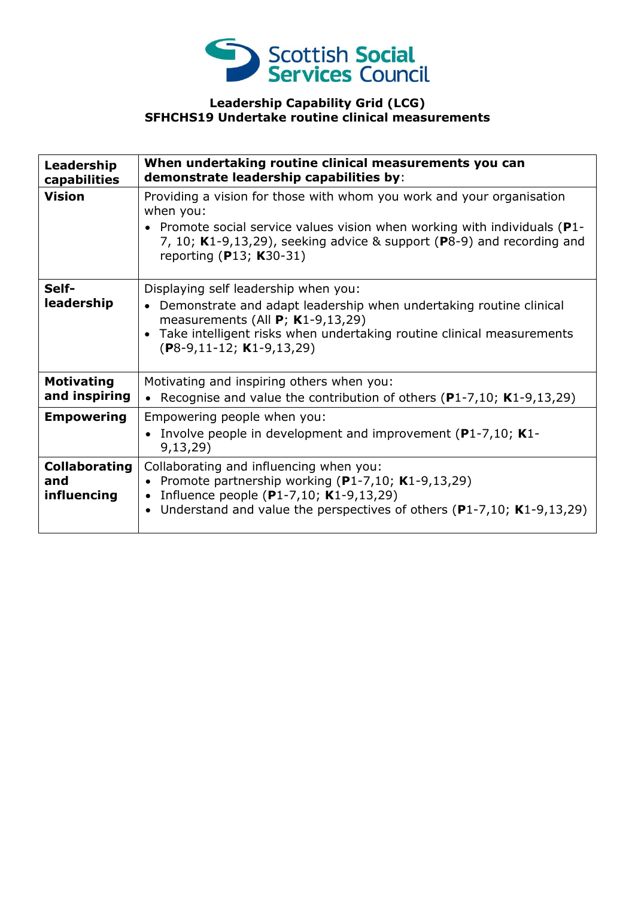Scottish Social Services Council

**Leadership Capability Grid (LCG)**
**SFHCHS19 Undertake routine clinical measurements**

| **Leadership capabilities** | **When undertaking routine clinical measurements you can demonstrate leadership capabilities by**: |
|---|---|
| **Vision** | Providing a vision for those with whom you work and your organisation when you:<br>• Promote social service values vision when working with individuals (**P**1-7, 10; **K**1-9,13,29), seeking advice & support (**P**8-9) and recording and reporting (**P**13; **K**30-31) |
| **Self-leadership** | Displaying self leadership when you:<br>• Demonstrate and adapt leadership when undertaking routine clinical measurements (All **P**; **K**1-9,13,29)<br>• Take intelligent risks when undertaking routine clinical measurements (**P**8-9,11-12; **K**1-9,13,29) |
| **Motivating and inspiring** | Motivating and inspiring others when you:<br>• Recognise and value the contribution of others (**P**1-7,10; **K**1-9,13,29) |
| **Empowering** | Empowering people when you:<br>• Involve people in development and improvement (**P**1-7,10; **K**1-9,13,29) |
| **Collaborating and influencing** | Collaborating and influencing when you:<br>• Promote partnership working (**P**1-7,10; **K**1-9,13,29)<br>• Influence people (**P**1-7,10; **K**1-9,13,29)<br>• Understand and value the perspectives of others (**P**1-7,10; **K**1-9,13,29) |